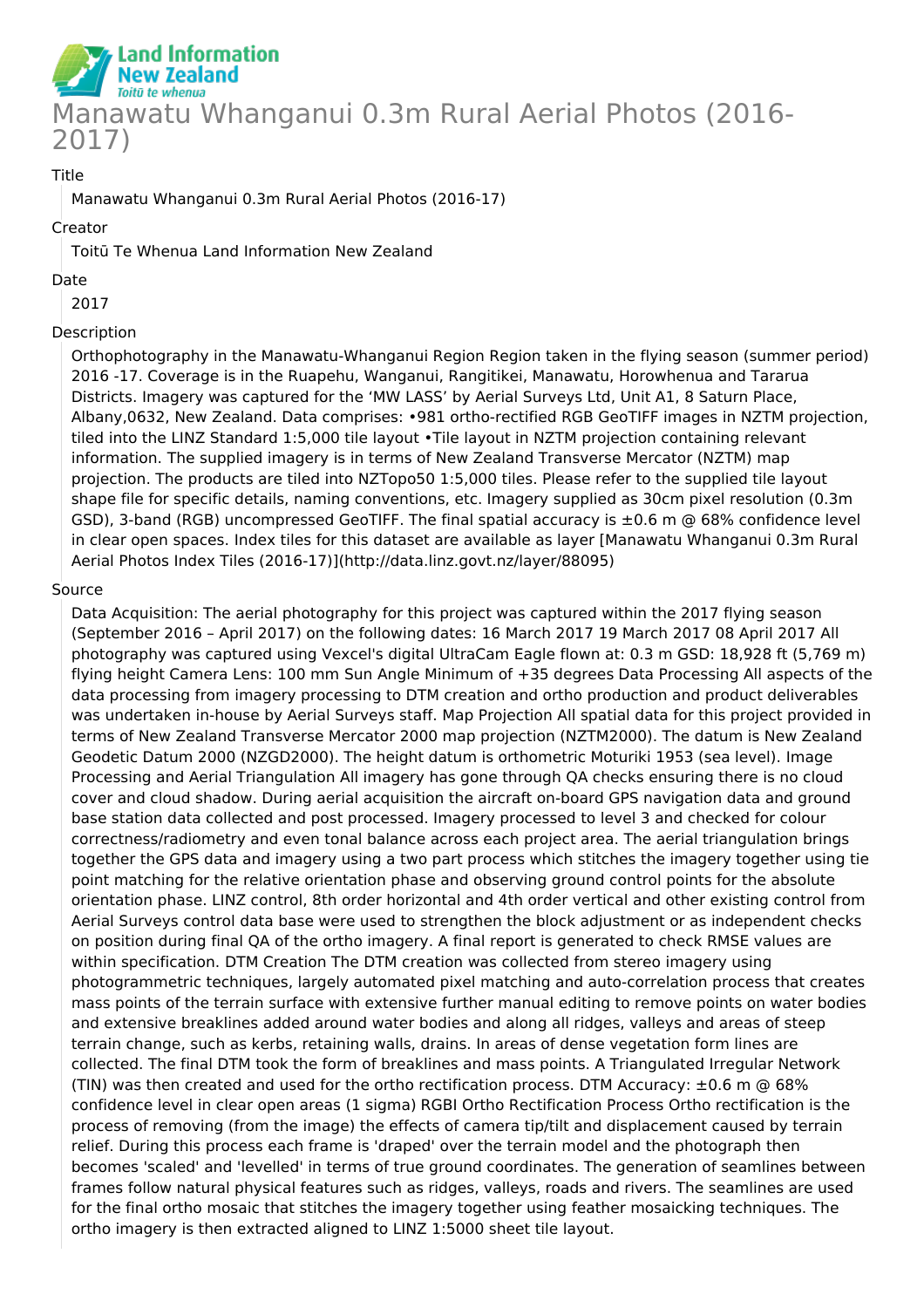# Manawatu Whanganui 0.3m Rural Aerial Photos (2016-2017)

Title

Manawatu Whanganui 0.3m Rural Aerial Photos (2016-17)

Creator

Toitū Te Whenua Land Information New Zealand

Date

2017

Description

Orthophotography in the Manawatu-Whanganui Region Region taken in the flying season (summer period) 2016 -17. Coverage is in the Ruapehu, Wanganui, Rangitikei, Manawatu, Horowhenua and Tararua Districts. Imagery was captured for the 'MW LASS' by Aerial Surveys Ltd, Unit A1, 8 Saturn Place, Albany,0632, New Zealand. Data comprises: •981 ortho-rectified RGB GeoTIFF images in NZTM projection, tiled into the LINZ Standard 1:5,000 tile layout •Tile layout in NZTM projection containing relevant information. The supplied imagery is in terms of New Zealand Transverse Mercator (NZTM) map projection. The products are tiled into NZTopo50 1:5,000 tiles. Please refer to the supplied tile layout shape file for specific details, naming conventions, etc. Imagery supplied as 30cm pixel resolution (0.3m GSD), 3-band (RGB) uncompressed GeoTIFF. The final spatial accuracy is ±0.6 m @ 68% confidence level in clear open spaces. Index tiles for this dataset are available as layer [Manawatu Whanganui 0.3m Rural Aerial Photos Index Tiles (2016-17)](http://data.linz.govt.nz/layer/88095)

Source

Data Acquisition: The aerial photography for this project was captured within the 2017 flying season (September 2016 – April 2017) on the following dates: 16 March 2017 19 March 2017 08 April 2017 All photography was captured using Vexcel's digital UltraCam Eagle flown at: 0.3 m GSD: 18,928 ft (5,769 m) flying height Camera Lens: 100 mm Sun Angle Minimum of +35 degrees Data Processing All aspects of the data processing from imagery processing to DTM creation and ortho production and product deliverables was undertaken in-house by Aerial Surveys staff. Map Projection All spatial data for this project provided in terms of New Zealand Transverse Mercator 2000 map projection (NZTM2000). The datum is New Zealand Geodetic Datum 2000 (NZGD2000). The height datum is orthometric Moturiki 1953 (sea level). Image Processing and Aerial Triangulation All imagery has gone through QA checks ensuring there is no cloud cover and cloud shadow. During aerial acquisition the aircraft on-board GPS navigation data and ground base station data collected and post processed. Imagery processed to level 3 and checked for colour correctness/radiometry and even tonal balance across each project area. The aerial triangulation brings together the GPS data and imagery using a two part process which stitches the imagery together using tie point matching for the relative orientation phase and observing ground control points for the absolute orientation phase. LINZ control, 8th order horizontal and 4th order vertical and other existing control from Aerial Surveys control data base were used to strengthen the block adjustment or as independent checks on position during final QA of the ortho imagery. A final report is generated to check RMSE values are within specification. DTM Creation The DTM creation was collected from stereo imagery using photogrammetric techniques, largely automated pixel matching and auto-correlation process that creates mass points of the terrain surface with extensive further manual editing to remove points on water bodies and extensive breaklines added around water bodies and along all ridges, valleys and areas of steep terrain change, such as kerbs, retaining walls, drains. In areas of dense vegetation form lines are collected. The final DTM took the form of breaklines and mass points. A Triangulated Irregular Network (TIN) was then created and used for the ortho rectification process. DTM Accuracy: ±0.6 m @ 68% confidence level in clear open areas (1 sigma) RGBI Ortho Rectification Process Ortho rectification is the process of removing (from the image) the effects of camera tip/tilt and displacement caused by terrain relief. During this process each frame is 'draped' over the terrain model and the photograph then becomes 'scaled' and 'levelled' in terms of true ground coordinates. The generation of seamlines between frames follow natural physical features such as ridges, valleys, roads and rivers. The seamlines are used for the final ortho mosaic that stitches the imagery together using feather mosaicking techniques. The ortho imagery is then extracted aligned to LINZ 1:5000 sheet tile layout.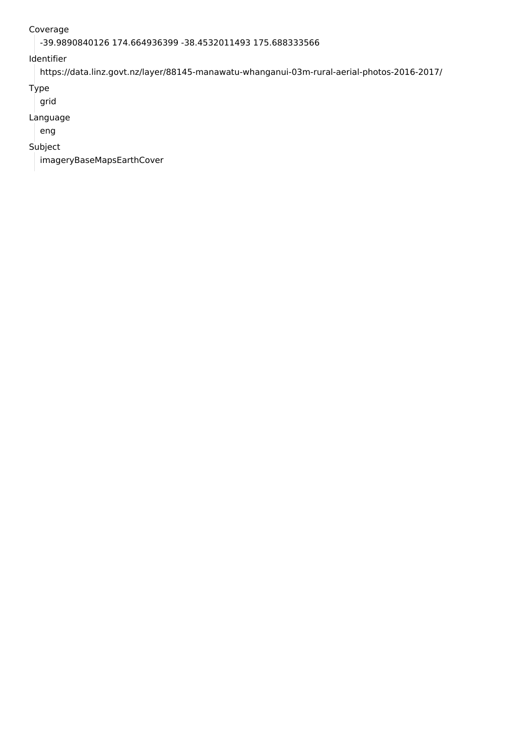Coverage

-39.9890840126 174.664936399 -38.4532011493 175.688333566

Identifier

https://data.linz.govt.nz/layer/88145-manawatu-whanganui-03m-rural-aerial-photos-2016-2017/

Type

grid

Language

eng

Subject

imageryBaseMapsEarthCover